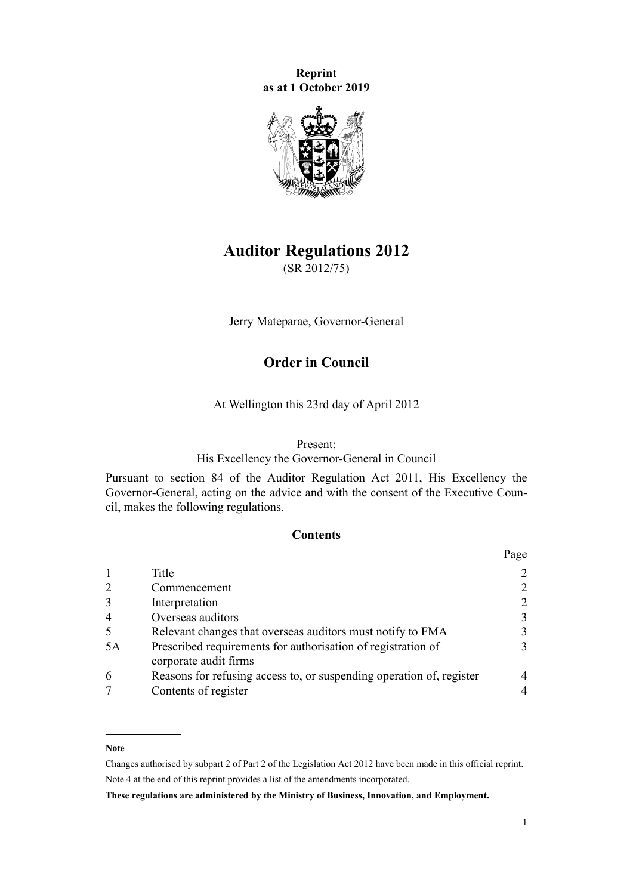**Reprint**
**as at 1 October 2019**

# Auditor Regulations 2012

(SR 2012/75)

Jerry Mateparae, Governor-General

## Order in Council

At Wellington this 23rd day of April 2012

Present:
His Excellency the Governor-General in Council

Pursuant to section 84 of the Auditor Regulation Act 2011, His Excellency the Governor-General, acting on the advice and with the consent of the Executive Council, makes the following regulations.

### Contents

| | | Page |
|---|---|---|
| 1 | Title | 2 |
| 2 | Commencement | 2 |
| 3 | Interpretation | 2 |
| 4 | Overseas auditors | 3 |
| 5 | Relevant changes that overseas auditors must notify to FMA | 3 |
| 5A | Prescribed requirements for authorisation of registration of corporate audit firms | 3 |
| 6 | Reasons for refusing access to, or suspending operation of, register | 4 |
| 7 | Contents of register | 4 |

---

**Note**

Changes authorised by subpart 2 of Part 2 of the Legislation Act 2012 have been made in this official reprint.

Note 4 at the end of this reprint provides a list of the amendments incorporated.

**These regulations are administered by the Ministry of Business, Innovation, and Employment.**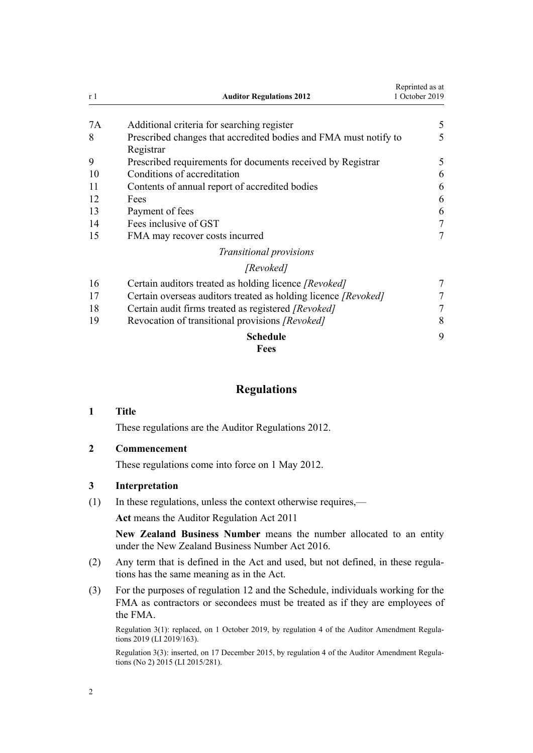| | | |
|---|---|---|
| 7A | Additional criteria for searching register | 5 |
| 8 | Prescribed changes that accredited bodies and FMA must notify to Registrar | 5 |
| 9 | Prescribed requirements for documents received by Registrar | 5 |
| 10 | Conditions of accreditation | 6 |
| 11 | Contents of annual report of accredited bodies | 6 |
| 12 | Fees | 6 |
| 13 | Payment of fees | 6 |
| 14 | Fees inclusive of GST | 7 |
| 15 | FMA may recover costs incurred | 7 |
| | *Transitional provisions* | |
| | *[Revoked]* | |
| 16 | Certain auditors treated as holding licence *[Revoked]* | 7 |
| 17 | Certain overseas auditors treated as holding licence *[Revoked]* | 7 |
| 18 | Certain audit firms treated as registered *[Revoked]* | 7 |
| 19 | Revocation of transitional provisions *[Revoked]* | 8 |
| | **Schedule** **Fees** | 9 |

## Regulations

### 1 Title

These regulations are the Auditor Regulations 2012.

### 2 Commencement

These regulations come into force on 1 May 2012.

### 3 Interpretation

(1) In these regulations, unless the context otherwise requires,—

**Act** means the Auditor Regulation Act 2011

**New Zealand Business Number** means the number allocated to an entity under the New Zealand Business Number Act 2016.

(2) Any term that is defined in the Act and used, but not defined, in these regulations has the same meaning as in the Act.

(3) For the purposes of regulation 12 and the Schedule, individuals working for the FMA as contractors or secondees must be treated as if they are employees of the FMA.

Regulation 3(1): replaced, on 1 October 2019, by regulation 4 of the Auditor Amendment Regulations 2019 (LI 2019/163).

Regulation 3(3): inserted, on 17 December 2015, by regulation 4 of the Auditor Amendment Regulations (No 2) 2015 (LI 2015/281).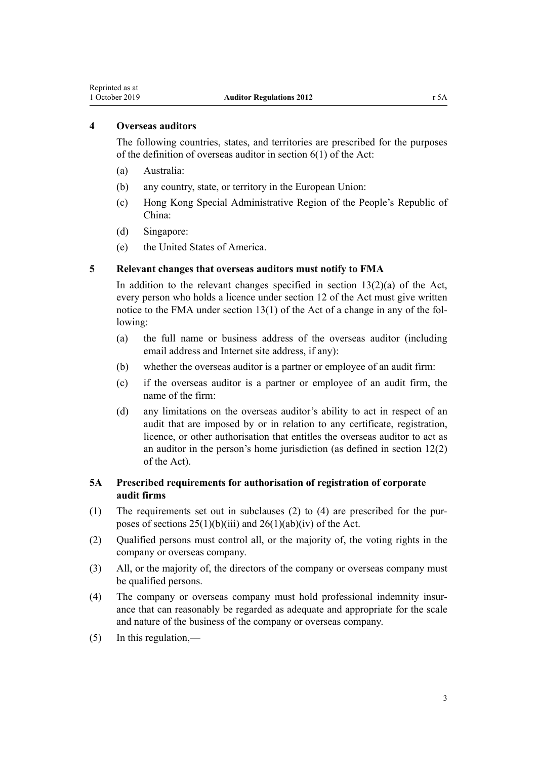### 4 Overseas auditors

The following countries, states, and territories are prescribed for the purposes of the definition of overseas auditor in section 6(1) of the Act:

(a) Australia:

(b) any country, state, or territory in the European Union:

(c) Hong Kong Special Administrative Region of the People's Republic of China:

(d) Singapore:

(e) the United States of America.

### 5 Relevant changes that overseas auditors must notify to FMA

In addition to the relevant changes specified in section 13(2)(a) of the Act, every person who holds a licence under section 12 of the Act must give written notice to the FMA under section 13(1) of the Act of a change in any of the following:

(a) the full name or business address of the overseas auditor (including email address and Internet site address, if any):

(b) whether the overseas auditor is a partner or employee of an audit firm:

(c) if the overseas auditor is a partner or employee of an audit firm, the name of the firm:

(d) any limitations on the overseas auditor's ability to act in respect of an audit that are imposed by or in relation to any certificate, registration, licence, or other authorisation that entitles the overseas auditor to act as an auditor in the person's home jurisdiction (as defined in section 12(2) of the Act).

### 5A Prescribed requirements for authorisation of registration of corporate audit firms

(1) The requirements set out in subclauses (2) to (4) are prescribed for the purposes of sections 25(1)(b)(iii) and 26(1)(ab)(iv) of the Act.

(2) Qualified persons must control all, or the majority of, the voting rights in the company or overseas company.

(3) All, or the majority of, the directors of the company or overseas company must be qualified persons.

(4) The company or overseas company must hold professional indemnity insurance that can reasonably be regarded as adequate and appropriate for the scale and nature of the business of the company or overseas company.

(5) In this regulation,—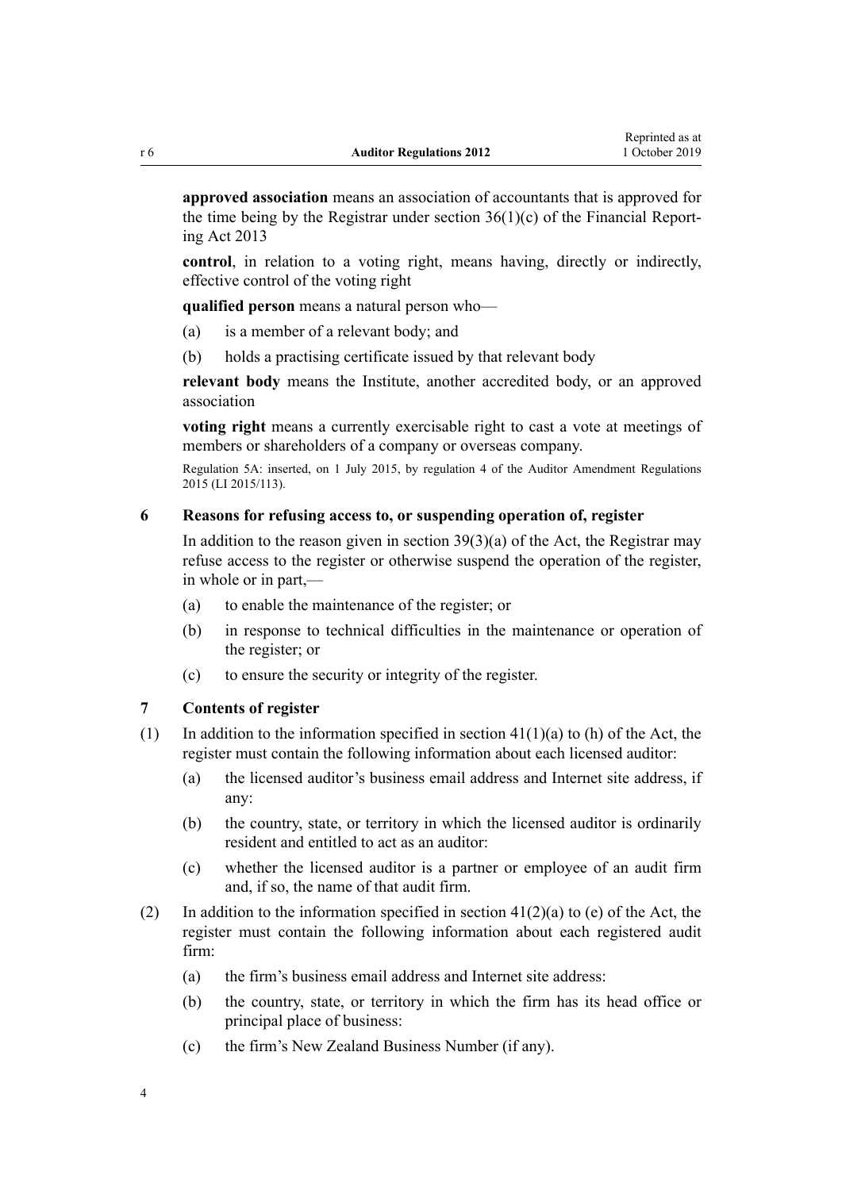**approved association** means an association of accountants that is approved for the time being by the Registrar under section 36(1)(c) of the Financial Reporting Act 2013

**control**, in relation to a voting right, means having, directly or indirectly, effective control of the voting right

**qualified person** means a natural person who—

- (a) is a member of a relevant body; and
- (b) holds a practising certificate issued by that relevant body

**relevant body** means the Institute, another accredited body, or an approved association

**voting right** means a currently exercisable right to cast a vote at meetings of members or shareholders of a company or overseas company.

Regulation 5A: inserted, on 1 July 2015, by regulation 4 of the Auditor Amendment Regulations 2015 (LI 2015/113).

### 6 Reasons for refusing access to, or suspending operation of, register

In addition to the reason given in section 39(3)(a) of the Act, the Registrar may refuse access to the register or otherwise suspend the operation of the register, in whole or in part,—

- (a) to enable the maintenance of the register; or
- (b) in response to technical difficulties in the maintenance or operation of the register; or
- (c) to ensure the security or integrity of the register.

### 7 Contents of register

(1) In addition to the information specified in section 41(1)(a) to (h) of the Act, the register must contain the following information about each licensed auditor:

- (a) the licensed auditor's business email address and Internet site address, if any:
- (b) the country, state, or territory in which the licensed auditor is ordinarily resident and entitled to act as an auditor:
- (c) whether the licensed auditor is a partner or employee of an audit firm and, if so, the name of that audit firm.

(2) In addition to the information specified in section 41(2)(a) to (e) of the Act, the register must contain the following information about each registered audit firm:

- (a) the firm's business email address and Internet site address:
- (b) the country, state, or territory in which the firm has its head office or principal place of business:
- (c) the firm's New Zealand Business Number (if any).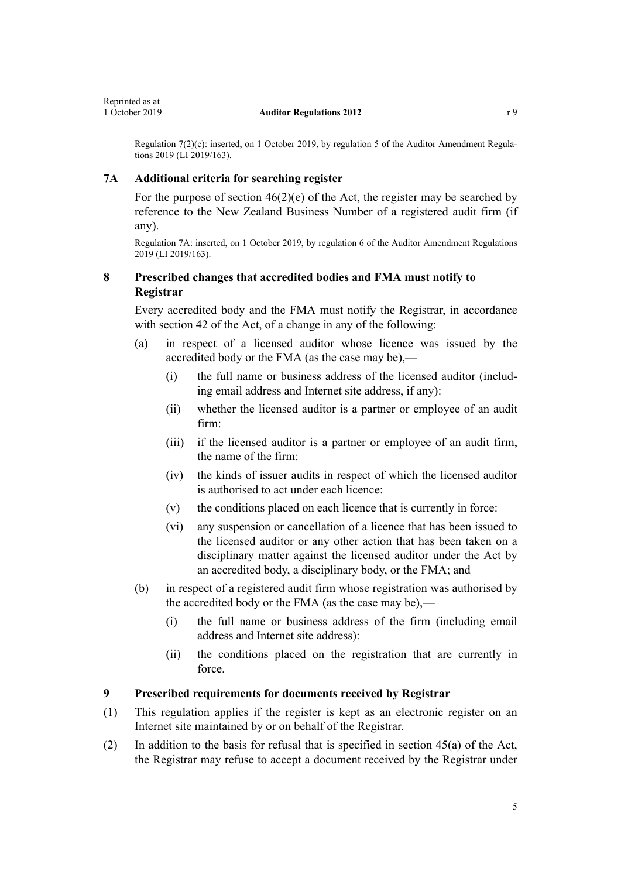Regulation 7(2)(c): inserted, on 1 October 2019, by regulation 5 of the Auditor Amendment Regulations 2019 (LI 2019/163).

### 7A Additional criteria for searching register

For the purpose of section 46(2)(e) of the Act, the register may be searched by reference to the New Zealand Business Number of a registered audit firm (if any).

Regulation 7A: inserted, on 1 October 2019, by regulation 6 of the Auditor Amendment Regulations 2019 (LI 2019/163).

### 8 Prescribed changes that accredited bodies and FMA must notify to Registrar

Every accredited body and the FMA must notify the Registrar, in accordance with section 42 of the Act, of a change in any of the following:

(a) in respect of a licensed auditor whose licence was issued by the accredited body or the FMA (as the case may be),—

(i) the full name or business address of the licensed auditor (including email address and Internet site address, if any):

(ii) whether the licensed auditor is a partner or employee of an audit firm:

(iii) if the licensed auditor is a partner or employee of an audit firm, the name of the firm:

(iv) the kinds of issuer audits in respect of which the licensed auditor is authorised to act under each licence:

(v) the conditions placed on each licence that is currently in force:

(vi) any suspension or cancellation of a licence that has been issued to the licensed auditor or any other action that has been taken on a disciplinary matter against the licensed auditor under the Act by an accredited body, a disciplinary body, or the FMA; and

(b) in respect of a registered audit firm whose registration was authorised by the accredited body or the FMA (as the case may be),—

(i) the full name or business address of the firm (including email address and Internet site address):

(ii) the conditions placed on the registration that are currently in force.

### 9 Prescribed requirements for documents received by Registrar

(1) This regulation applies if the register is kept as an electronic register on an Internet site maintained by or on behalf of the Registrar.

(2) In addition to the basis for refusal that is specified in section 45(a) of the Act, the Registrar may refuse to accept a document received by the Registrar under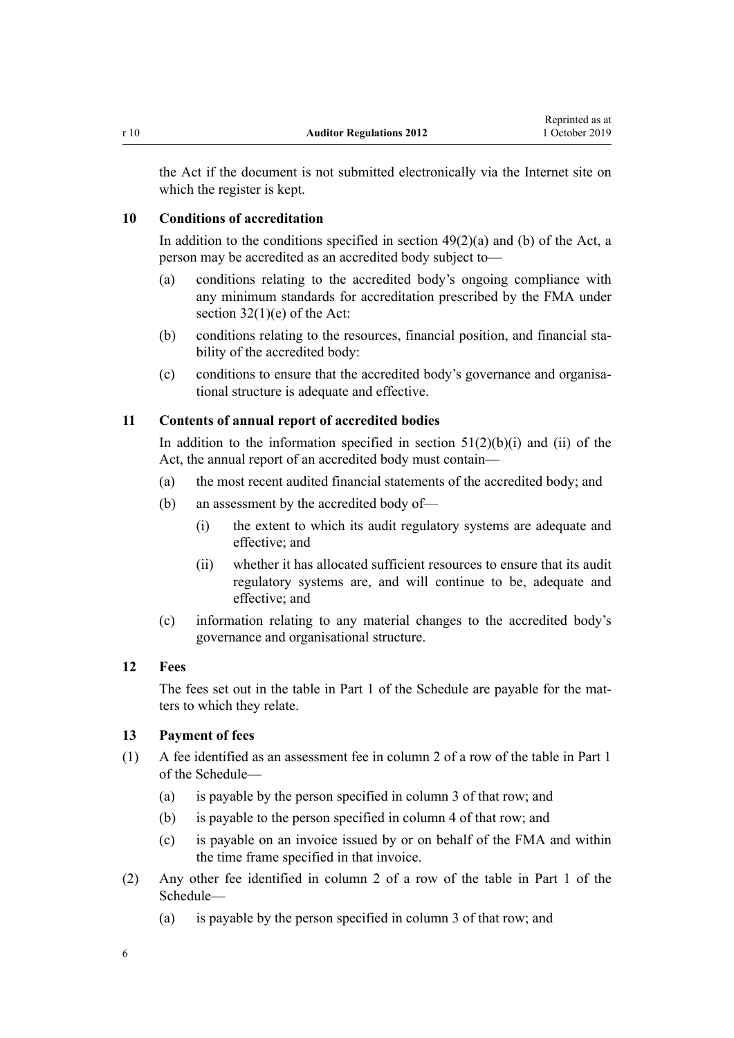the Act if the document is not submitted electronically via the Internet site on which the register is kept.

### 10 Conditions of accreditation

In addition to the conditions specified in section 49(2)(a) and (b) of the Act, a person may be accredited as an accredited body subject to—

(a) conditions relating to the accredited body's ongoing compliance with any minimum standards for accreditation prescribed by the FMA under section 32(1)(e) of the Act:

(b) conditions relating to the resources, financial position, and financial stability of the accredited body:

(c) conditions to ensure that the accredited body's governance and organisational structure is adequate and effective.

### 11 Contents of annual report of accredited bodies

In addition to the information specified in section 51(2)(b)(i) and (ii) of the Act, the annual report of an accredited body must contain—

(a) the most recent audited financial statements of the accredited body; and

(b) an assessment by the accredited body of—

(i) the extent to which its audit regulatory systems are adequate and effective; and

(ii) whether it has allocated sufficient resources to ensure that its audit regulatory systems are, and will continue to be, adequate and effective; and

(c) information relating to any material changes to the accredited body's governance and organisational structure.

### 12 Fees

The fees set out in the table in Part 1 of the Schedule are payable for the matters to which they relate.

### 13 Payment of fees

(1) A fee identified as an assessment fee in column 2 of a row of the table in Part 1 of the Schedule—

(a) is payable by the person specified in column 3 of that row; and

(b) is payable to the person specified in column 4 of that row; and

(c) is payable on an invoice issued by or on behalf of the FMA and within the time frame specified in that invoice.

(2) Any other fee identified in column 2 of a row of the table in Part 1 of the Schedule—

(a) is payable by the person specified in column 3 of that row; and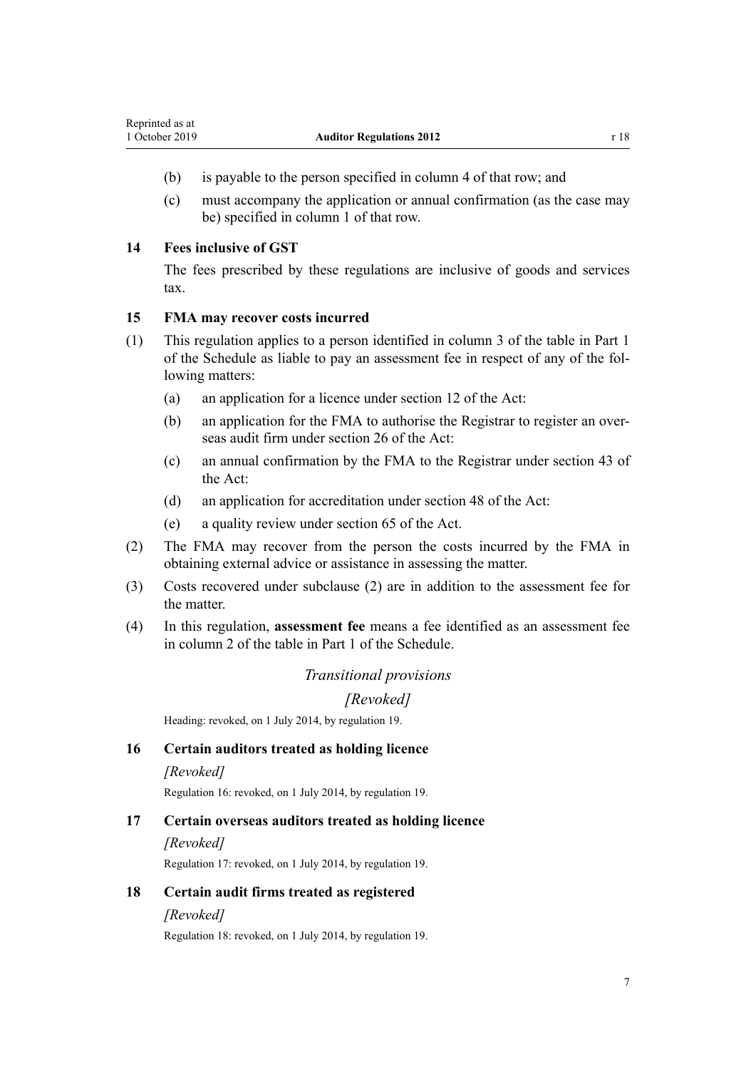(b) is payable to the person specified in column 4 of that row; and

(c) must accompany the application or annual confirmation (as the case may be) specified in column 1 of that row.

### 14 Fees inclusive of GST

The fees prescribed by these regulations are inclusive of goods and services tax.

### 15 FMA may recover costs incurred

(1) This regulation applies to a person identified in column 3 of the table in Part 1 of the Schedule as liable to pay an assessment fee in respect of any of the following matters:

(a) an application for a licence under section 12 of the Act:

(b) an application for the FMA to authorise the Registrar to register an overseas audit firm under section 26 of the Act:

(c) an annual confirmation by the FMA to the Registrar under section 43 of the Act:

(d) an application for accreditation under section 48 of the Act:

(e) a quality review under section 65 of the Act.

(2) The FMA may recover from the person the costs incurred by the FMA in obtaining external advice or assistance in assessing the matter.

(3) Costs recovered under subclause (2) are in addition to the assessment fee for the matter.

(4) In this regulation, **assessment fee** means a fee identified as an assessment fee in column 2 of the table in Part 1 of the Schedule.

## *Transitional provisions*

*[Revoked]*

Heading: revoked, on 1 July 2014, by regulation 19.

### 16 Certain auditors treated as holding licence

*[Revoked]*

Regulation 16: revoked, on 1 July 2014, by regulation 19.

### 17 Certain overseas auditors treated as holding licence

*[Revoked]*

Regulation 17: revoked, on 1 July 2014, by regulation 19.

### 18 Certain audit firms treated as registered

*[Revoked]*

Regulation 18: revoked, on 1 July 2014, by regulation 19.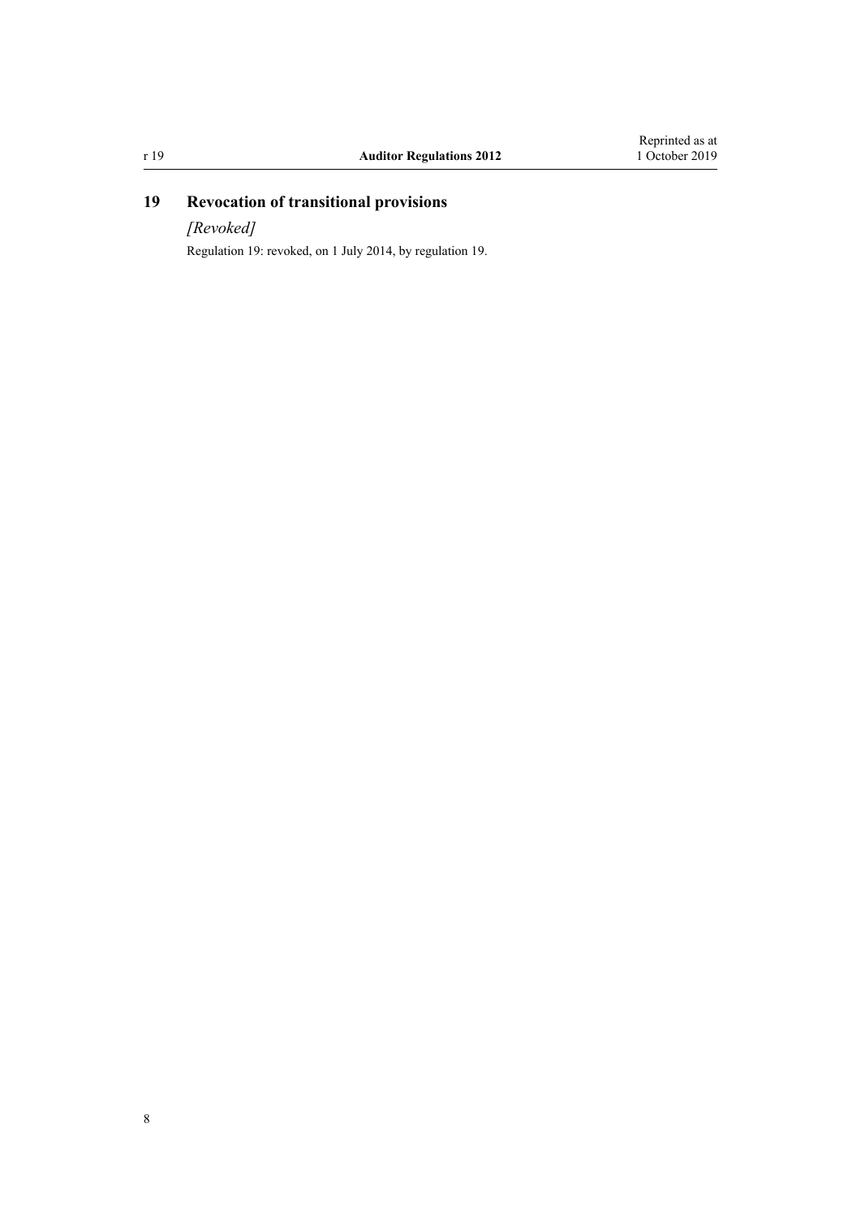## 19 Revocation of transitional provisions

*[Revoked]*

Regulation 19: revoked, on 1 July 2014, by regulation 19.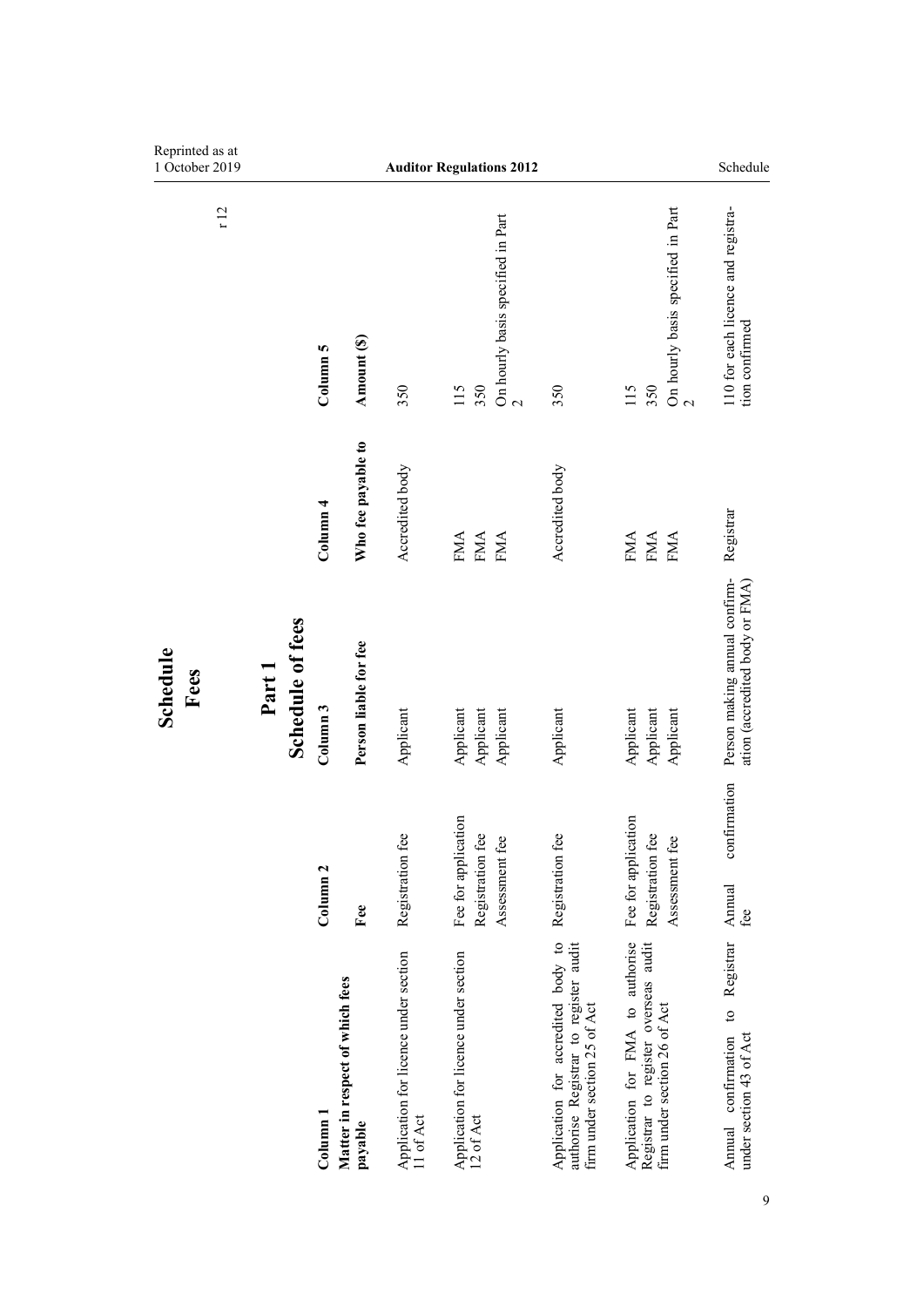r 12

# Schedule
# Fees

## Part 1
## Schedule of fees

| Column 1 | Column 2 | Column 3 | Column 4 | Column 5 |
|---|---|---|---|---|
| **Matter in respect of which fees payable** | **Fee** | **Person liable for fee** | **Who fee payable to** | **Amount ($)** |
| Application for licence under section 11 of Act | Registration fee | Applicant | Accredited body | 350 |
| Application for licence under section 12 of Act | Fee for application | Applicant | FMA | 115 |
| | Registration fee | Applicant | FMA | 350 |
| | Assessment fee | Applicant | FMA | On hourly basis specified in Part 2 |
| Application for accredited body to authorise Registrar to register audit firm under section 25 of Act | Registration fee | Applicant | Accredited body | 350 |
| Application for FMA to authorise Registrar to register overseas audit firm under section 26 of Act | Fee for application | Applicant | FMA | 115 |
| | Registration fee | Applicant | FMA | 350 |
| | Assessment fee | Applicant | FMA | On hourly basis specified in Part 2 |
| Annual confirmation to Registrar under section 43 of Act | Annual confirmation fee | Person making annual confirmation (accredited body or FMA) | Registrar | 110 for each licence and registration confirmed |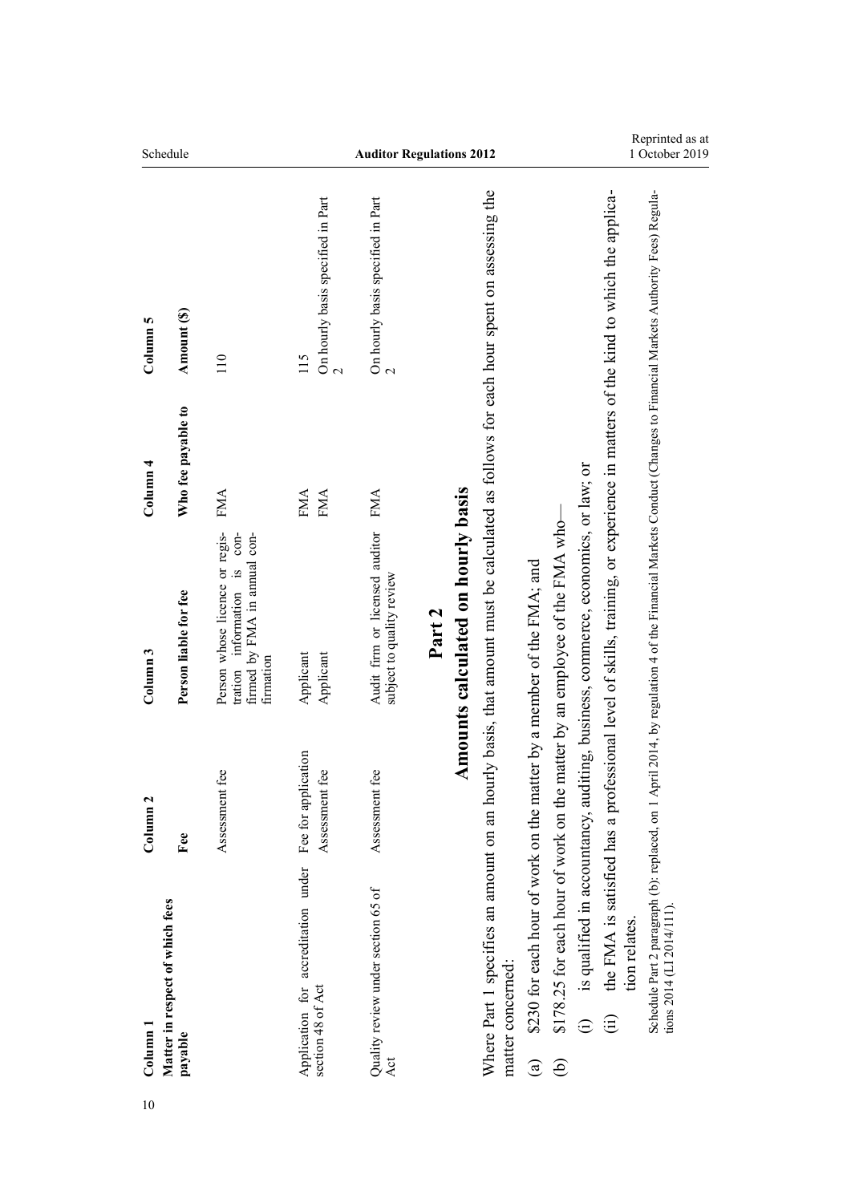| Column 1 | Column 2 | Column 3 | Column 4 | Column 5 |
|---|---|---|---|---|
| **Matter in respect of which fees payable** | **Fee** | **Person liable for fee** | **Who fee payable to** | **Amount ($)** |
| | Assessment fee | Person whose licence or registration information is confirmed by FMA in annual confirmation | FMA | 110 |
| Application for accreditation under section 48 of Act | Fee for application | Applicant | FMA | 115 |
| | Assessment fee | Applicant | FMA | On hourly basis specified in Part 2 |
| Quality review under section 65 of Act | Assessment fee | Audit firm or licensed auditor subject to quality review | FMA | On hourly basis specified in Part 2 |

## Part 2
## Amounts calculated on hourly basis

Where Part 1 specifies an amount on an hourly basis, that amount must be calculated as follows for each hour spent on assessing the matter concerned:

(a) $230 for each hour of work on the matter by a member of the FMA; and

(b) $178.25 for each hour of work on the matter by an employee of the FMA who—

(i) is qualified in accountancy, auditing, business, commerce, economics, or law; or

(ii) the FMA is satisfied has a professional level of skills, training, or experience in matters of the kind to which the application relates.

Schedule Part 2 paragraph (b): replaced, on 1 April 2014, by regulation 4 of the Financial Markets Conduct (Changes to Financial Markets Authority Fees) Regulations 2014 (LI 2014/111).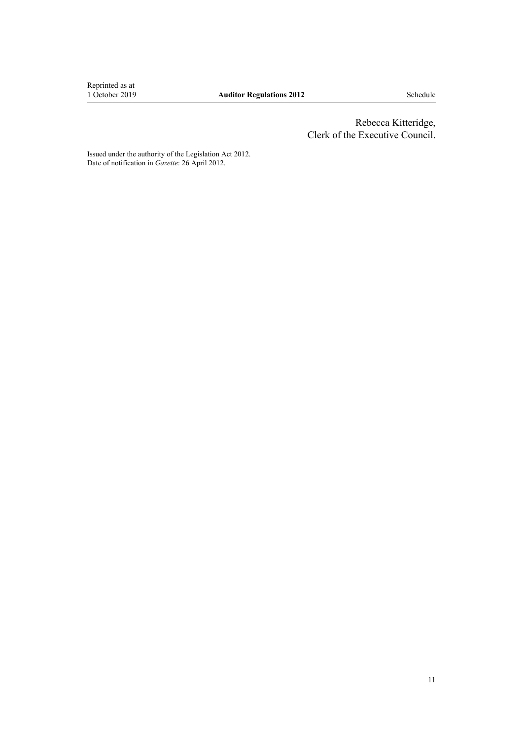Rebecca Kitteridge,
Clerk of the Executive Council.

Issued under the authority of the Legislation Act 2012.
Date of notification in *Gazette*: 26 April 2012.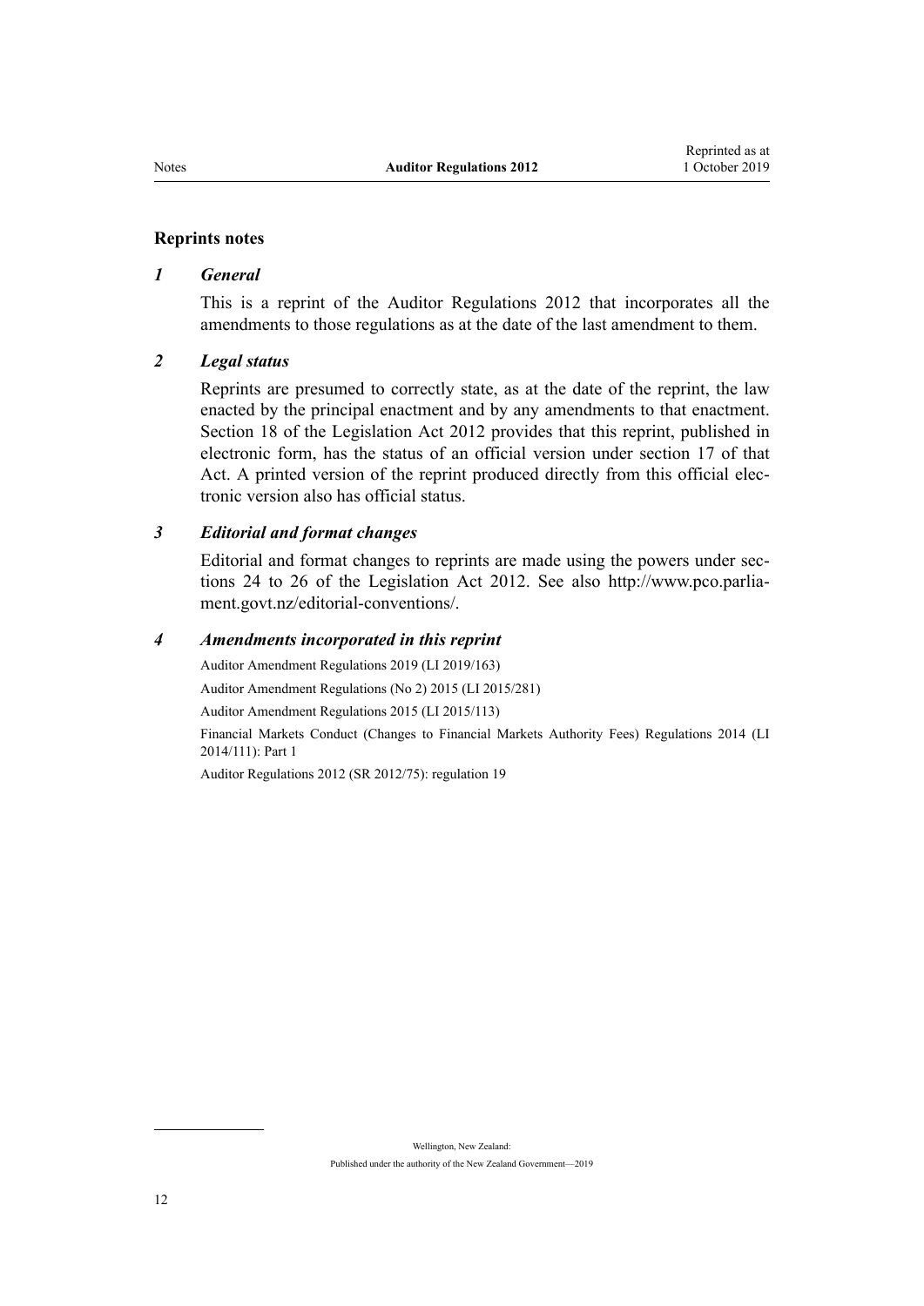## Reprints notes

### *1 General*

This is a reprint of the Auditor Regulations 2012 that incorporates all the amendments to those regulations as at the date of the last amendment to them.

### *2 Legal status*

Reprints are presumed to correctly state, as at the date of the reprint, the law enacted by the principal enactment and by any amendments to that enactment. Section 18 of the Legislation Act 2012 provides that this reprint, published in electronic form, has the status of an official version under section 17 of that Act. A printed version of the reprint produced directly from this official electronic version also has official status.

### *3 Editorial and format changes*

Editorial and format changes to reprints are made using the powers under sections 24 to 26 of the Legislation Act 2012. See also http://www.pco.parliament.govt.nz/editorial-conventions/.

### *4 Amendments incorporated in this reprint*

Auditor Amendment Regulations 2019 (LI 2019/163)

Auditor Amendment Regulations (No 2) 2015 (LI 2015/281)

Auditor Amendment Regulations 2015 (LI 2015/113)

Financial Markets Conduct (Changes to Financial Markets Authority Fees) Regulations 2014 (LI 2014/111): Part 1

Auditor Regulations 2012 (SR 2012/75): regulation 19

Wellington, New Zealand:

Published under the authority of the New Zealand Government—2019